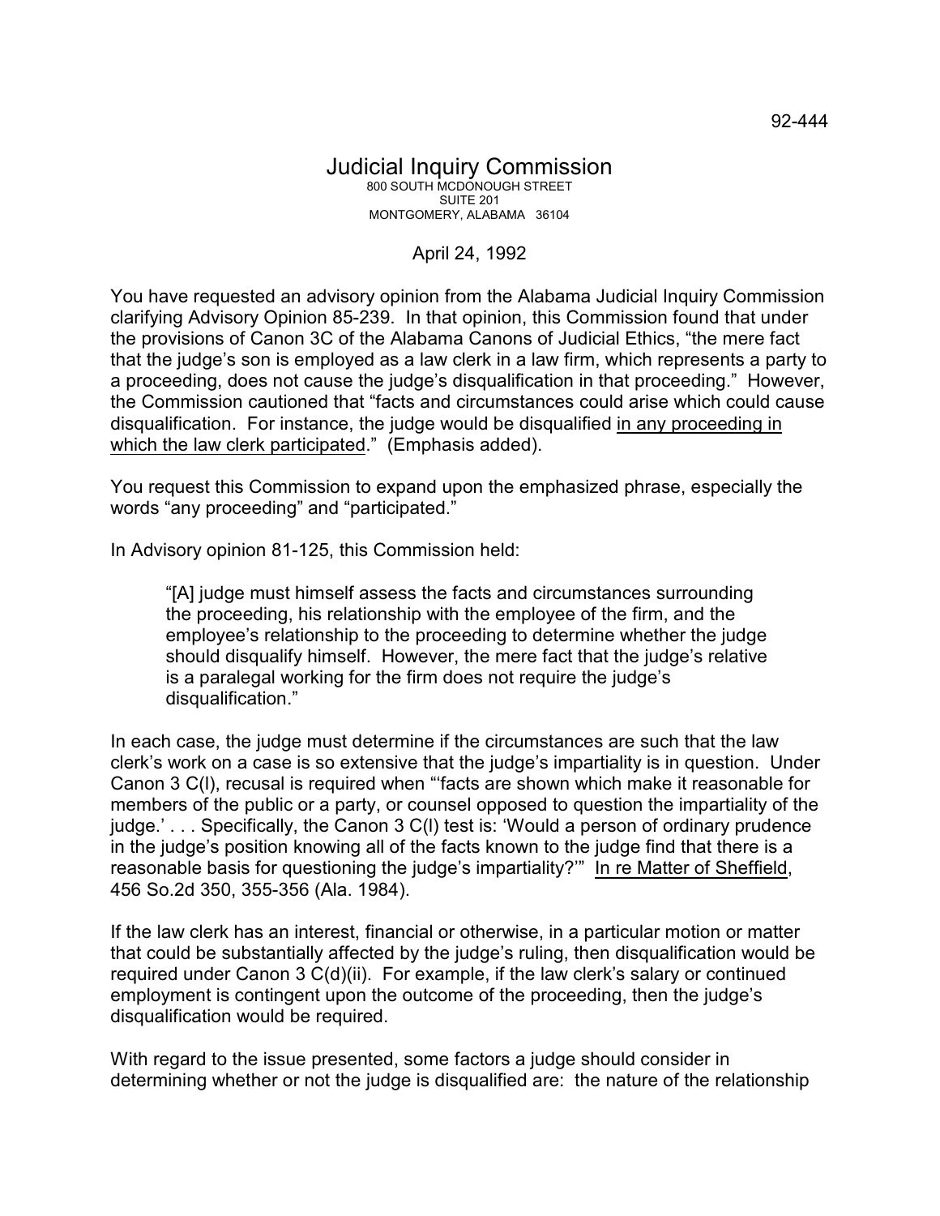92-444

# Judicial Inquiry Commission

800 SOUTH MCDONOUGH STREET
SUITE 201
MONTGOMERY, ALABAMA 36104

April 24, 1992

You have requested an advisory opinion from the Alabama Judicial Inquiry Commission clarifying Advisory Opinion 85-239. In that opinion, this Commission found that under the provisions of Canon 3C of the Alabama Canons of Judicial Ethics, "the mere fact that the judge's son is employed as a law clerk in a law firm, which represents a party to a proceeding, does not cause the judge's disqualification in that proceeding." However, the Commission cautioned that "facts and circumstances could arise which could cause disqualification. For instance, the judge would be disqualified <u>in any proceeding in which the law clerk participated</u>." (Emphasis added).

You request this Commission to expand upon the emphasized phrase, especially the words "any proceeding" and "participated."

In Advisory opinion 81-125, this Commission held:

> "[A] judge must himself assess the facts and circumstances surrounding the proceeding, his relationship with the employee of the firm, and the employee's relationship to the proceeding to determine whether the judge should disqualify himself. However, the mere fact that the judge's relative is a paralegal working for the firm does not require the judge's disqualification."

In each case, the judge must determine if the circumstances are such that the law clerk's work on a case is so extensive that the judge's impartiality is in question. Under Canon 3 C(l), recusal is required when "'facts are shown which make it reasonable for members of the public or a party, or counsel opposed to question the impartiality of the judge.' . . . Specifically, the Canon 3 C(l) test is: 'Would a person of ordinary prudence in the judge's position knowing all of the facts known to the judge find that there is a reasonable basis for questioning the judge's impartiality?'" <u>In re Matter of Sheffield</u>, 456 So.2d 350, 355-356 (Ala. 1984).

If the law clerk has an interest, financial or otherwise, in a particular motion or matter that could be substantially affected by the judge's ruling, then disqualification would be required under Canon 3 C(d)(ii). For example, if the law clerk's salary or continued employment is contingent upon the outcome of the proceeding, then the judge's disqualification would be required.

With regard to the issue presented, some factors a judge should consider in determining whether or not the judge is disqualified are: the nature of the relationship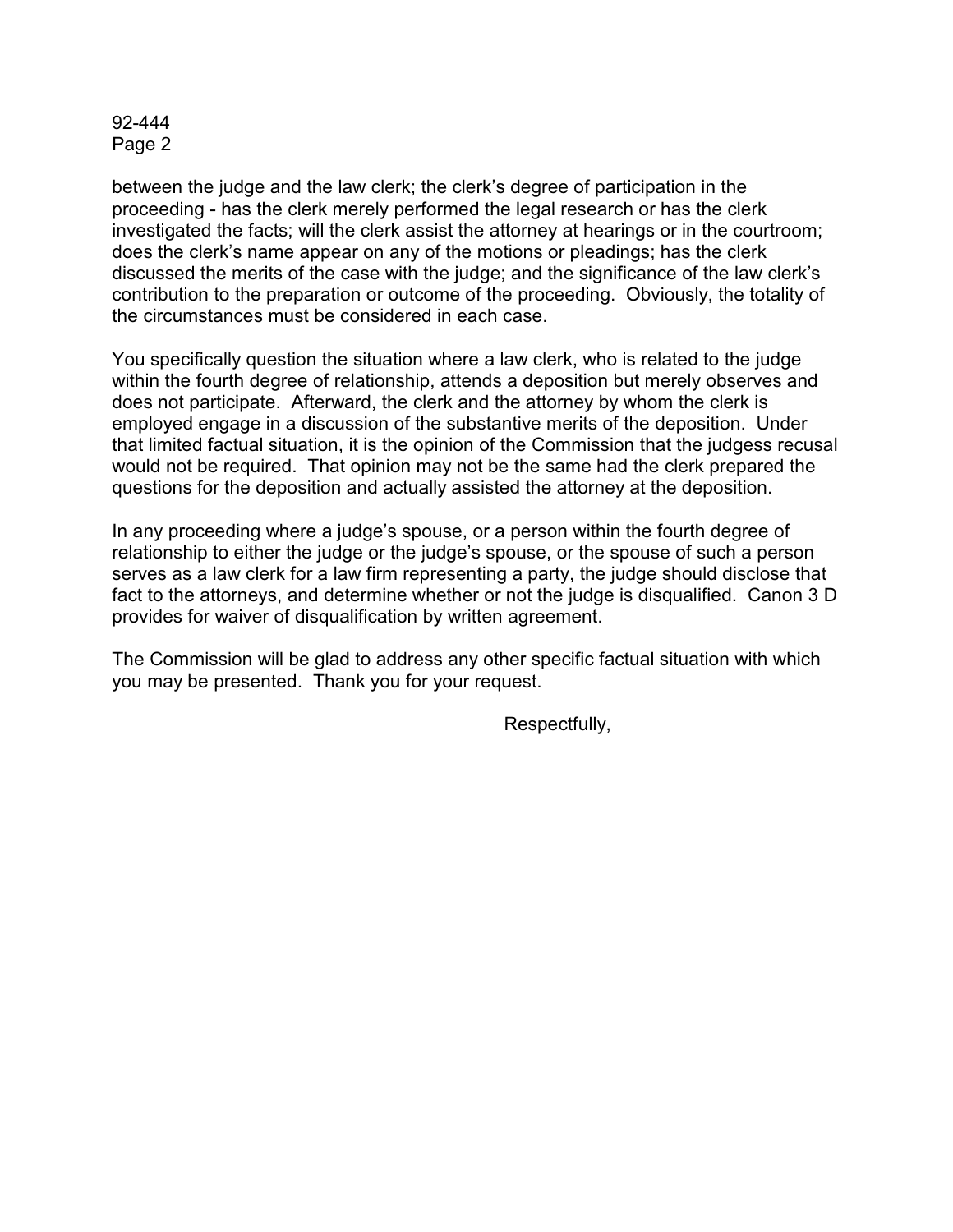between the judge and the law clerk; the clerk's degree of participation in the proceeding - has the clerk merely performed the legal research or has the clerk investigated the facts; will the clerk assist the attorney at hearings or in the courtroom; does the clerk's name appear on any of the motions or pleadings; has the clerk discussed the merits of the case with the judge; and the significance of the law clerk's contribution to the preparation or outcome of the proceeding. Obviously, the totality of the circumstances must be considered in each case.

You specifically question the situation where a law clerk, who is related to the judge within the fourth degree of relationship, attends a deposition but merely observes and does not participate. Afterward, the clerk and the attorney by whom the clerk is employed engage in a discussion of the substantive merits of the deposition. Under that limited factual situation, it is the opinion of the Commission that the judgess recusal would not be required. That opinion may not be the same had the clerk prepared the questions for the deposition and actually assisted the attorney at the deposition.

In any proceeding where a judge's spouse, or a person within the fourth degree of relationship to either the judge or the judge's spouse, or the spouse of such a person serves as a law clerk for a law firm representing a party, the judge should disclose that fact to the attorneys, and determine whether or not the judge is disqualified. Canon 3 D provides for waiver of disqualification by written agreement.

The Commission will be glad to address any other specific factual situation with which you may be presented. Thank you for your request.

Respectfully,